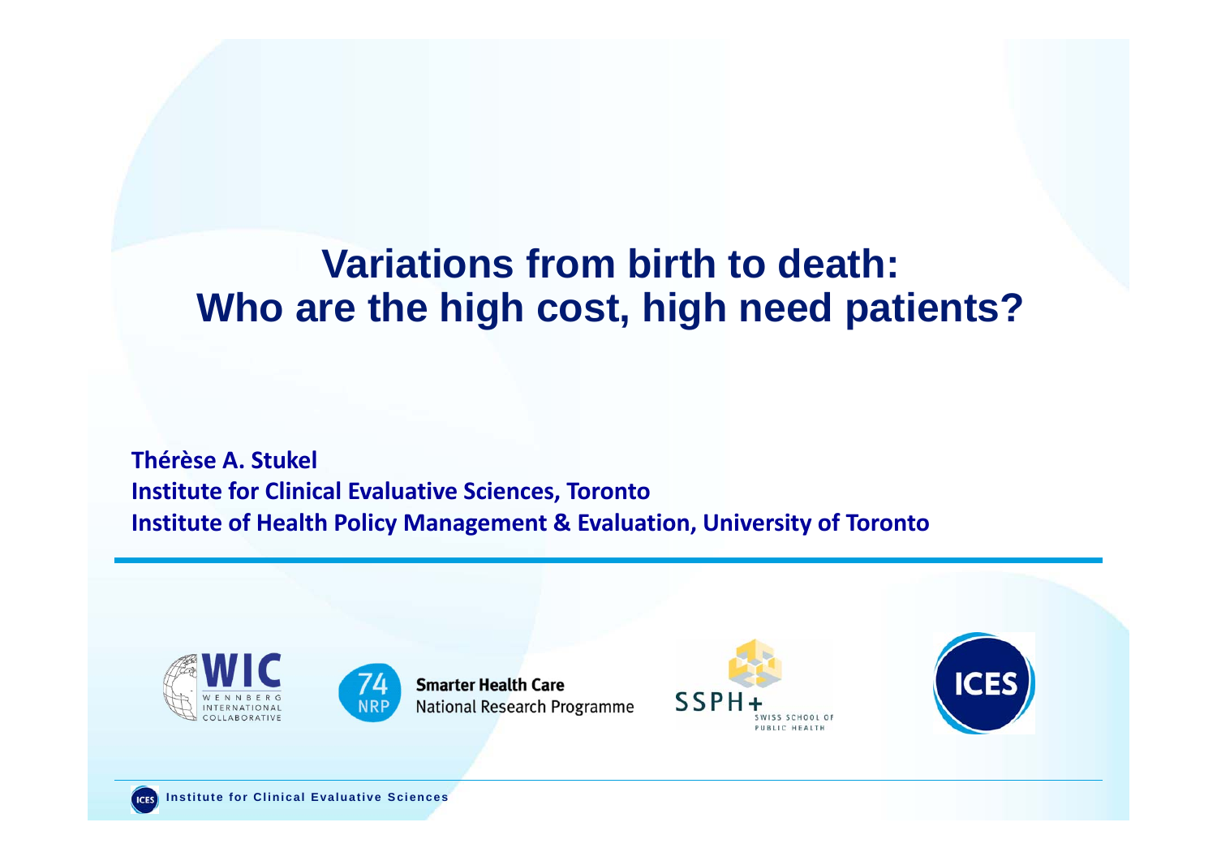# Variations from birth to death: Who are the high cost, high need patients?

**Thérèse A. Stukel**
**Institute for Clinical Evaluative Sciences, Toronto**
**Institute of Health Policy Management & Evaluation, University of Toronto**

WIC WENNBERG INTERNATIONAL COLLABORATIVE

74 NRP Smarter Health Care National Research Programme

SSPH+ SWISS SCHOOL OF PUBLIC HEALTH

ICES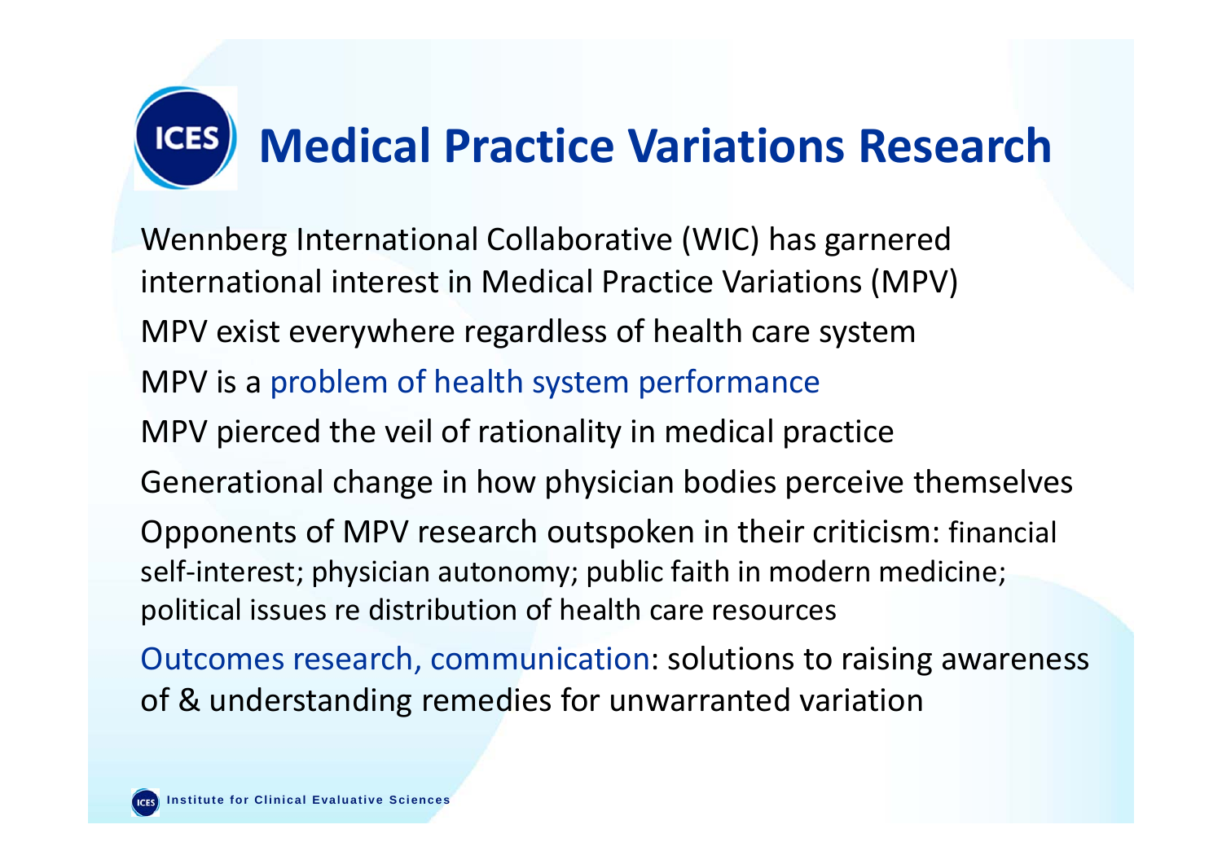# Medical Practice Variations Research

Wennberg International Collaborative (WIC) has garnered international interest in Medical Practice Variations (MPV)

MPV exist everywhere regardless of health care system

MPV is a problem of health system performance

MPV pierced the veil of rationality in medical practice

Generational change in how physician bodies perceive themselves

Opponents of MPV research outspoken in their criticism: financial self-interest; physician autonomy; public faith in modern medicine; political issues re distribution of health care resources

Outcomes research, communication: solutions to raising awareness of & understanding remedies for unwarranted variation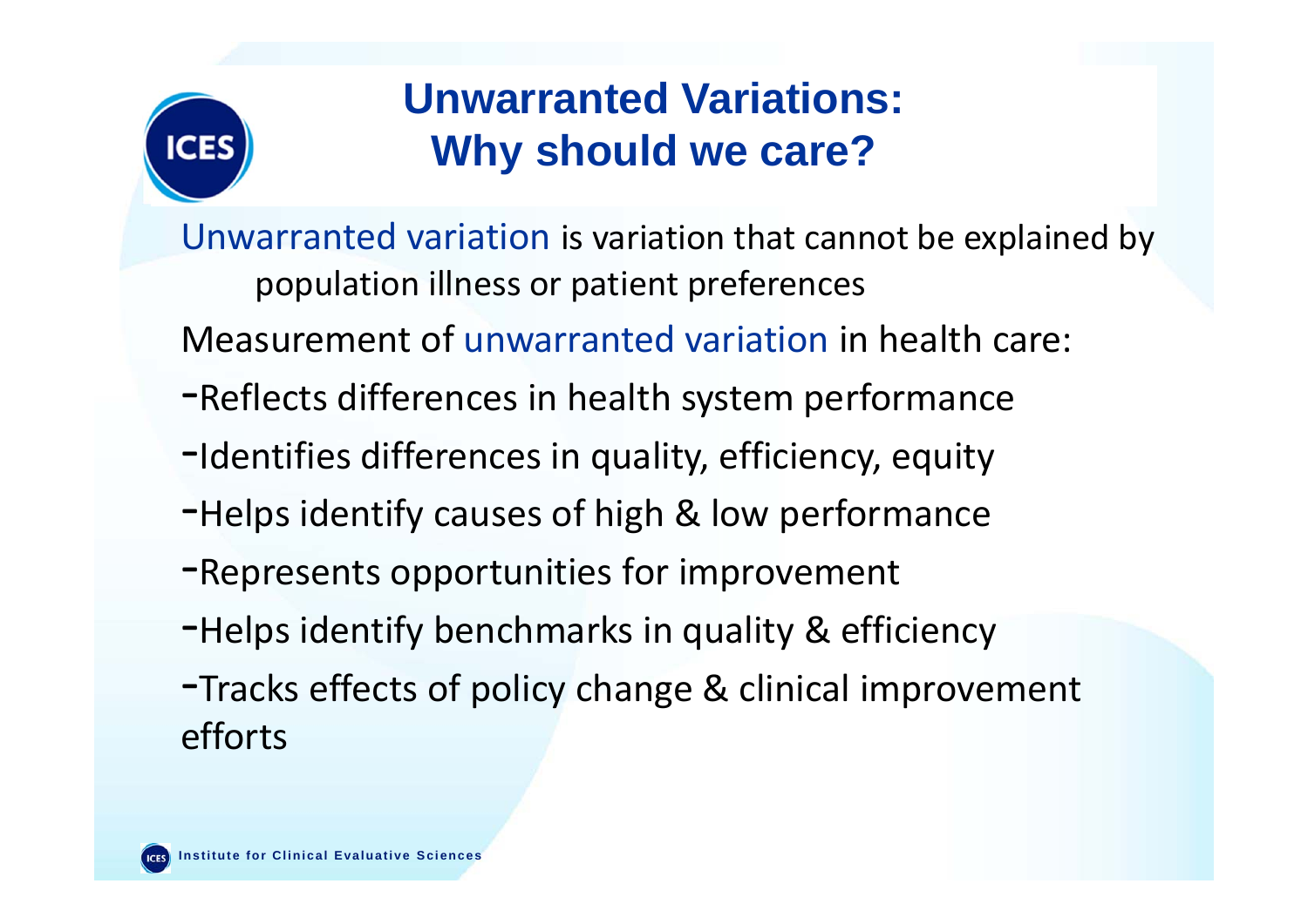# Unwarranted Variations: Why should we care?

Unwarranted variation is variation that cannot be explained by population illness or patient preferences

Measurement of unwarranted variation in health care:

- Reflects differences in health system performance
- Identifies differences in quality, efficiency, equity
- Helps identify causes of high & low performance
- Represents opportunities for improvement
- Helps identify benchmarks in quality & efficiency
- Tracks effects of policy change & clinical improvement efforts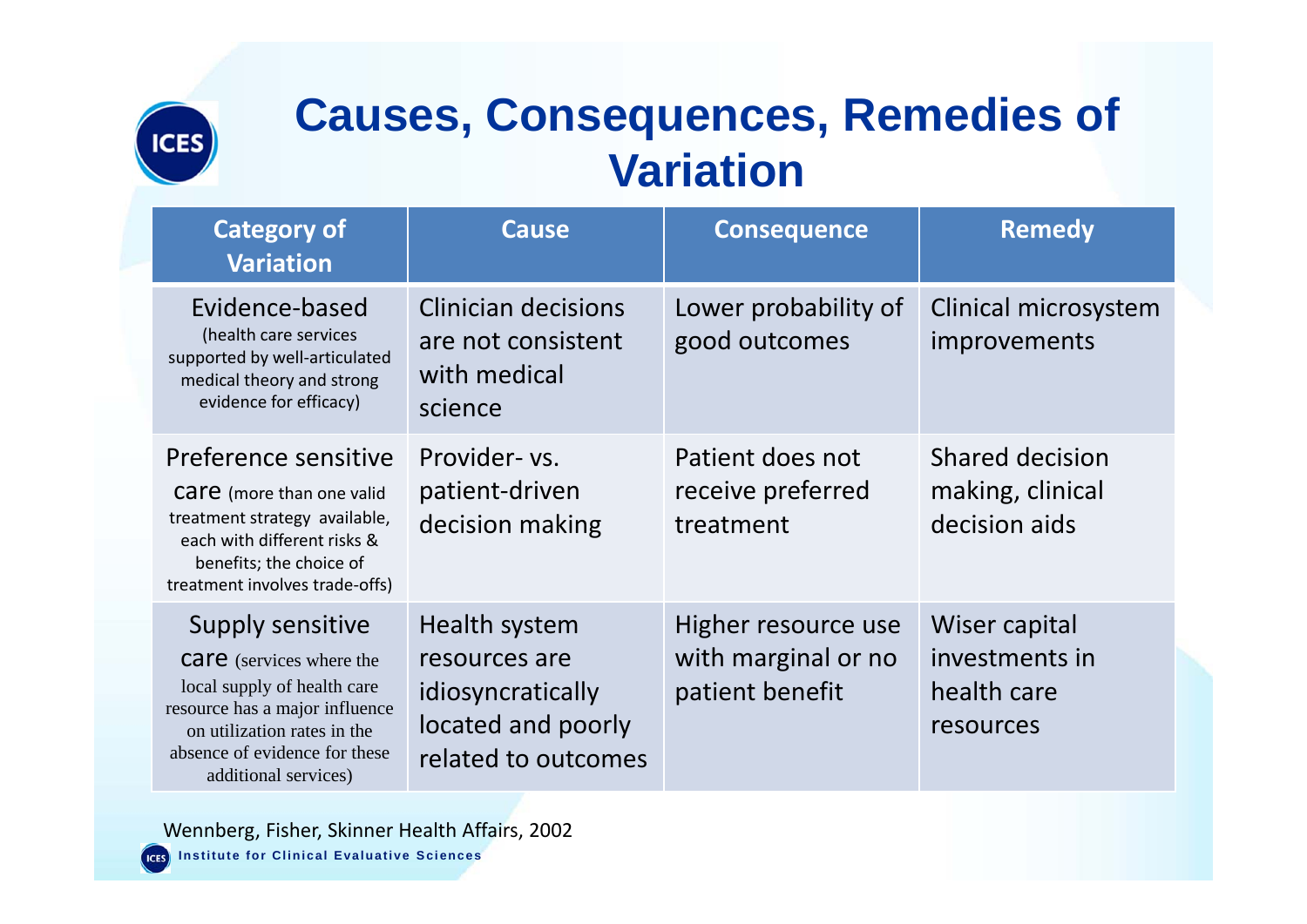# Causes, Consequences, Remedies of Variation

| Category of Variation | Cause | Consequence | Remedy |
|---|---|---|---|
| Evidence-based (health care services supported by well-articulated medical theory and strong evidence for efficacy) | Clinician decisions are not consistent with medical science | Lower probability of good outcomes | Clinical microsystem improvements |
| Preference sensitive care (more than one valid treatment strategy available, each with different risks & benefits; the choice of treatment involves trade-offs) | Provider- vs. patient-driven decision making | Patient does not receive preferred treatment | Shared decision making, clinical decision aids |
| Supply sensitive care (services where the local supply of health care resource has a major influence on utilization rates in the absence of evidence for these additional services) | Health system resources are idiosyncratically located and poorly related to outcomes | Higher resource use with marginal or no patient benefit | Wiser capital investments in health care resources |

Wennberg, Fisher, Skinner Health Affairs, 2002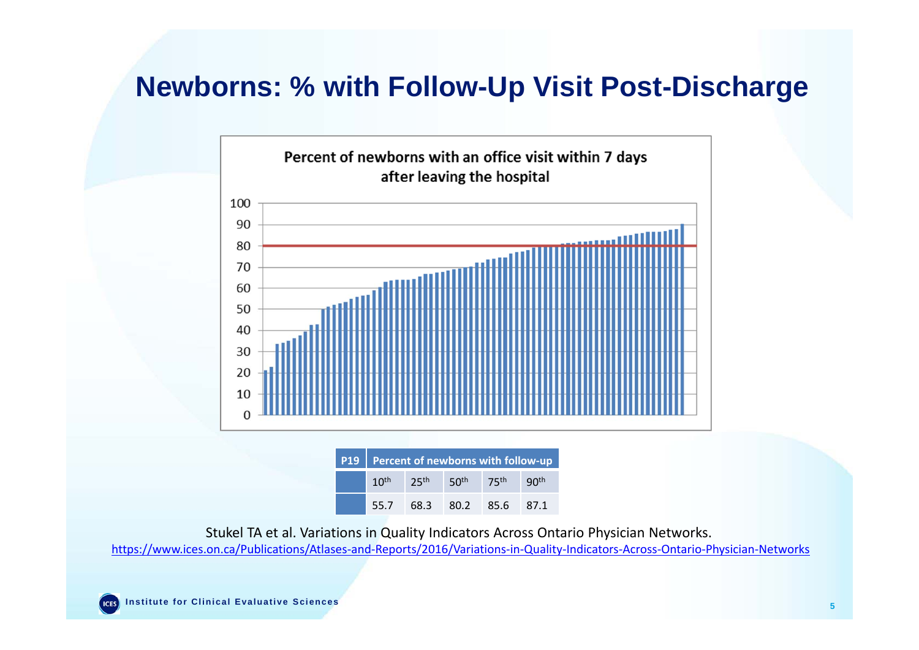# Newborns: % with Follow-Up Visit Post-Discharge

Percent of newborns with an office visit within 7 days after leaving the hospital

| P19 | Percent of newborns with follow-up | | | | |
|---|---|---|---|---|---|
| | 10th | 25th | 50th | 75th | 90th |
| | 55.7 | 68.3 | 80.2 | 85.6 | 87.1 |

Stukel TA et al. Variations in Quality Indicators Across Ontario Physician Networks.
https://www.ices.on.ca/Publications/Atlases-and-Reports/2016/Variations-in-Quality-Indicators-Across-Ontario-Physician-Networks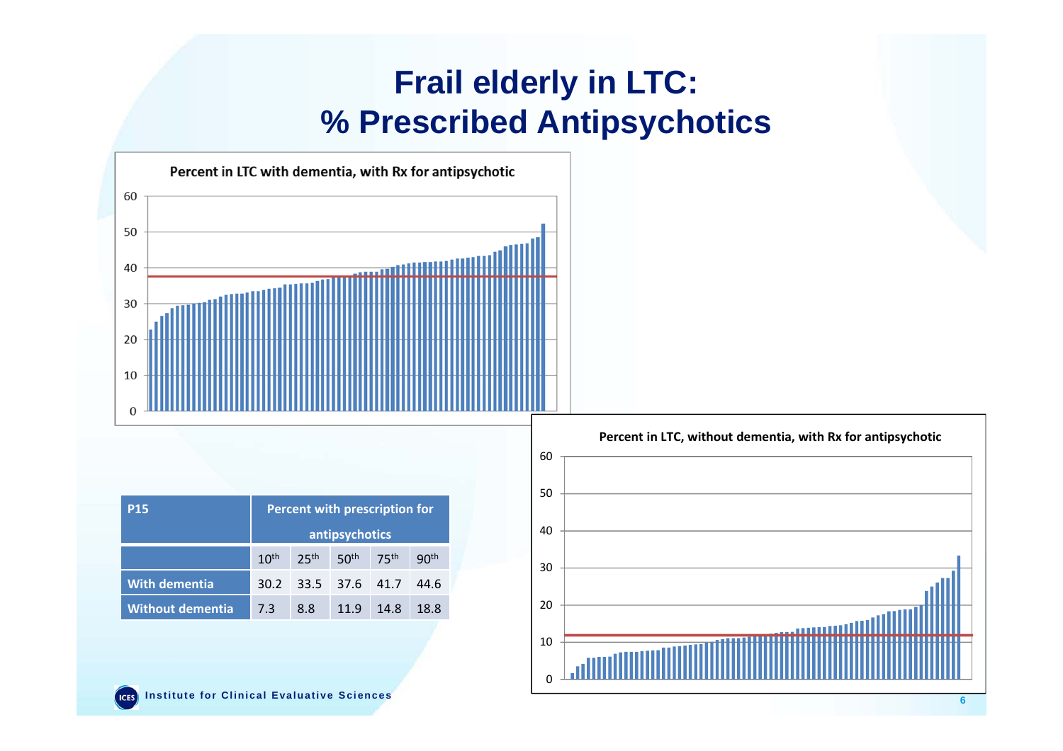# Frail elderly in LTC: % Prescribed Antipsychotics

Percent in LTC with dementia, with Rx for antipsychotic

Percent in LTC, without dementia, with Rx for antipsychotic

| P15 | Percent with prescription for antipsychotics | | | | |
|---|---|---|---|---|---|
| | 10th | 25th | 50th | 75th | 90th |
| With dementia | 30.2 | 33.5 | 37.6 | 41.7 | 44.6 |
| Without dementia | 7.3 | 8.8 | 11.9 | 14.8 | 18.8 |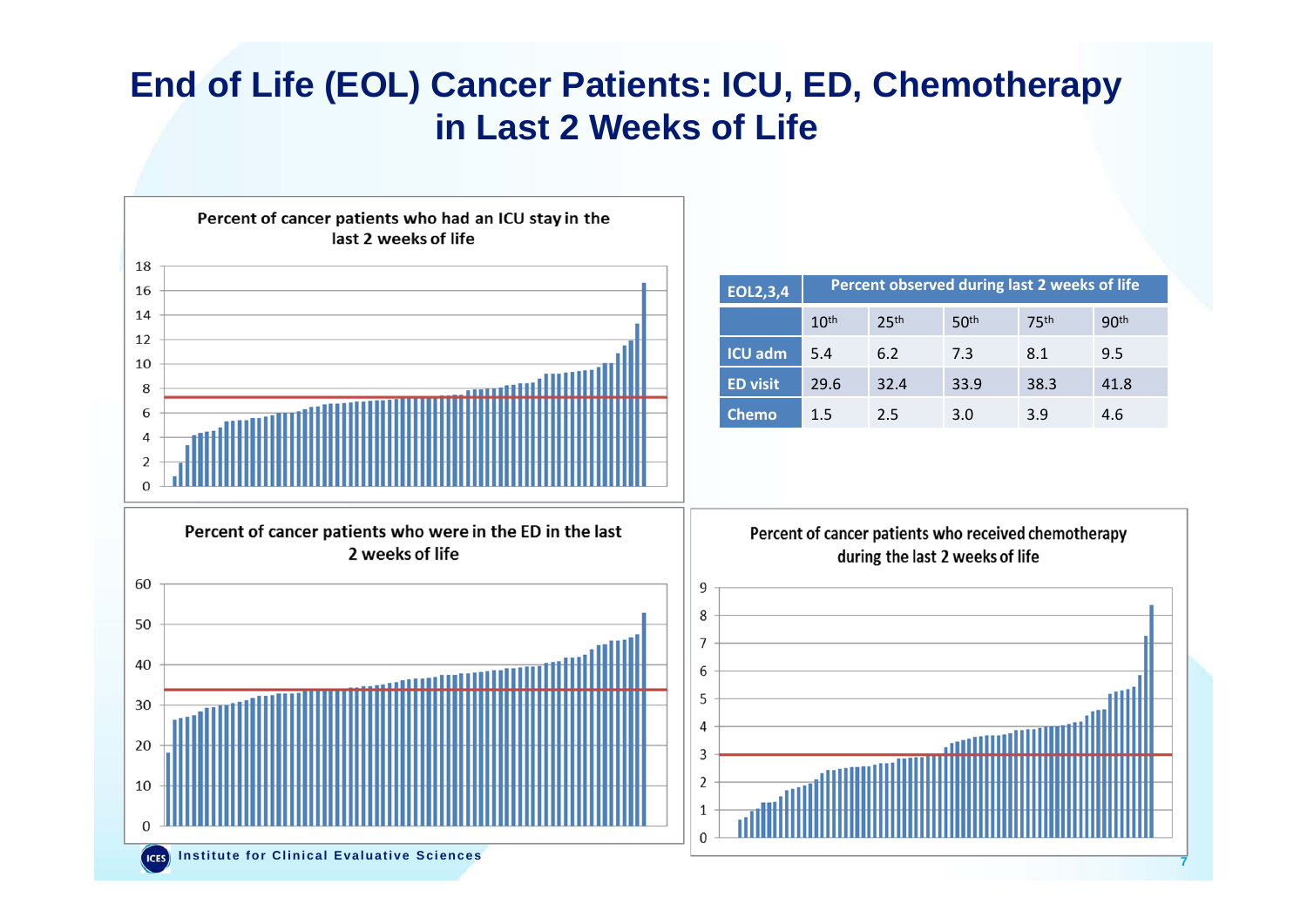# End of Life (EOL) Cancer Patients: ICU, ED, Chemotherapy in Last 2 Weeks of Life

Percent of cancer patients who had an ICU stay in the last 2 weeks of life

| EOL2,3,4 | Percent observed during last 2 weeks of life | | | | |
|---|---|---|---|---|---|
| | 10th | 25th | 50th | 75th | 90th |
| ICU adm | 5.4 | 6.2 | 7.3 | 8.1 | 9.5 |
| ED visit | 29.6 | 32.4 | 33.9 | 38.3 | 41.8 |
| Chemo | 1.5 | 2.5 | 3.0 | 3.9 | 4.6 |

Percent of cancer patients who were in the ED in the last 2 weeks of life

Percent of cancer patients who received chemotherapy during the last 2 weeks of life

Institute for Clinical Evaluative Sciences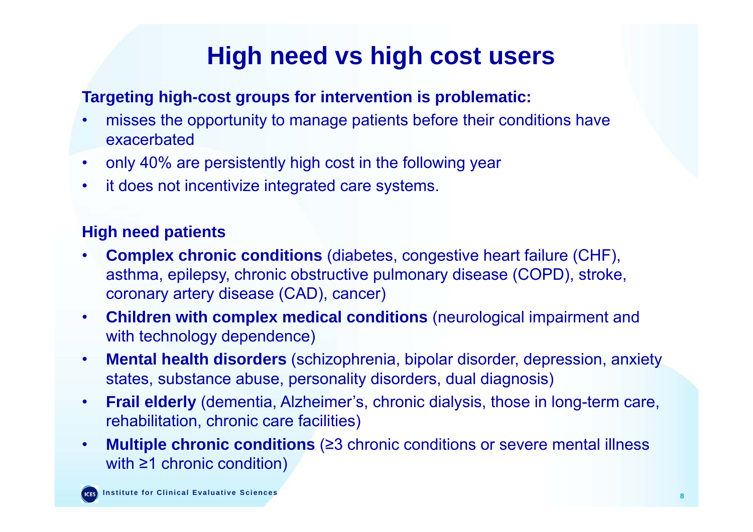# High need vs high cost users

**Targeting high-cost groups for intervention is problematic:**

- misses the opportunity to manage patients before their conditions have exacerbated
- only 40% are persistently high cost in the following year
- it does not incentivize integrated care systems.

**High need patients**

- **Complex chronic conditions** (diabetes, congestive heart failure (CHF), asthma, epilepsy, chronic obstructive pulmonary disease (COPD), stroke, coronary artery disease (CAD), cancer)
- **Children with complex medical conditions** (neurological impairment and with technology dependence)
- **Mental health disorders** (schizophrenia, bipolar disorder, depression, anxiety states, substance abuse, personality disorders, dual diagnosis)
- **Frail elderly** (dementia, Alzheimer's, chronic dialysis, those in long-term care, rehabilitation, chronic care facilities)
- **Multiple chronic conditions** (≥3 chronic conditions or severe mental illness with ≥1 chronic condition)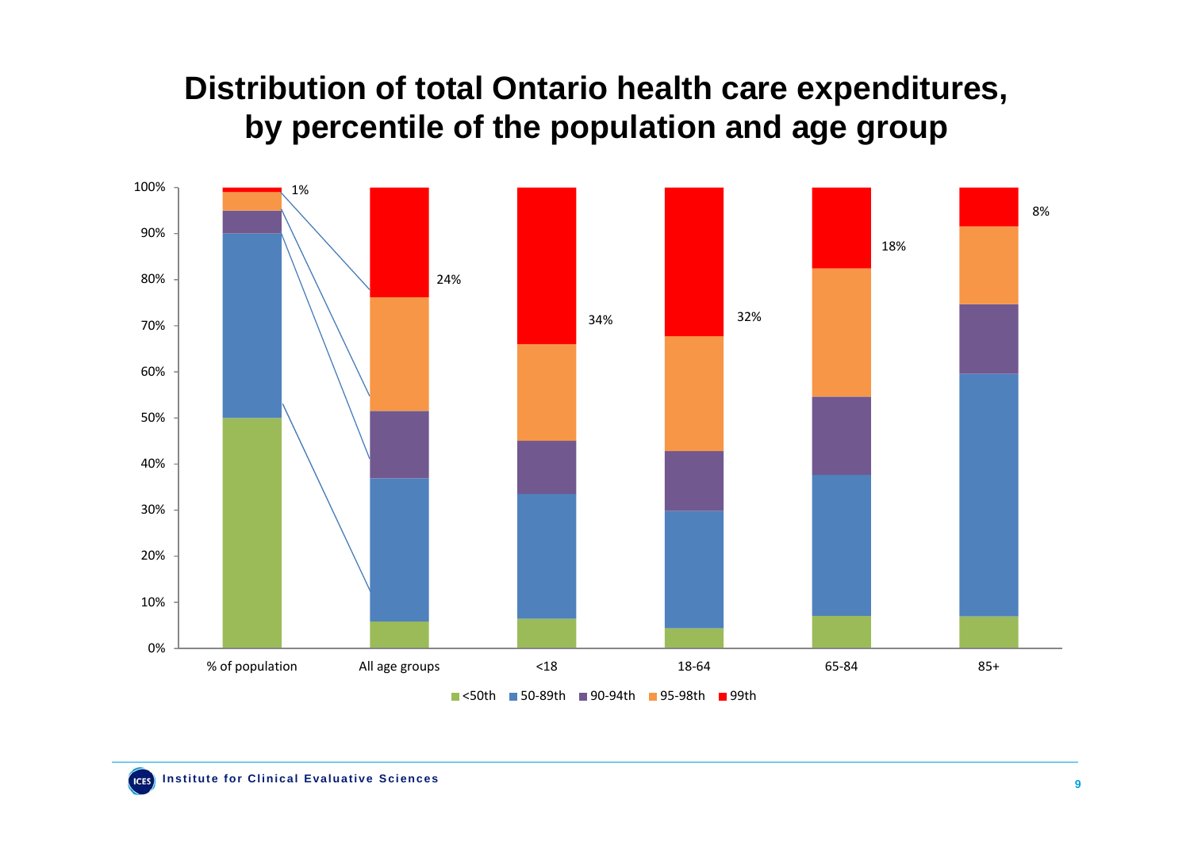# Distribution of total Ontario health care expenditures, by percentile of the population and age group

100%
90%
80%
70%
60%
50%
40%
30%
20%
10%
0%

1%
24%
34%
32%
18%
8%

% of population | All age groups | <18 | 18-64 | 65-84 | 85+

<50th | 50-89th | 90-94th | 95-98th | 99th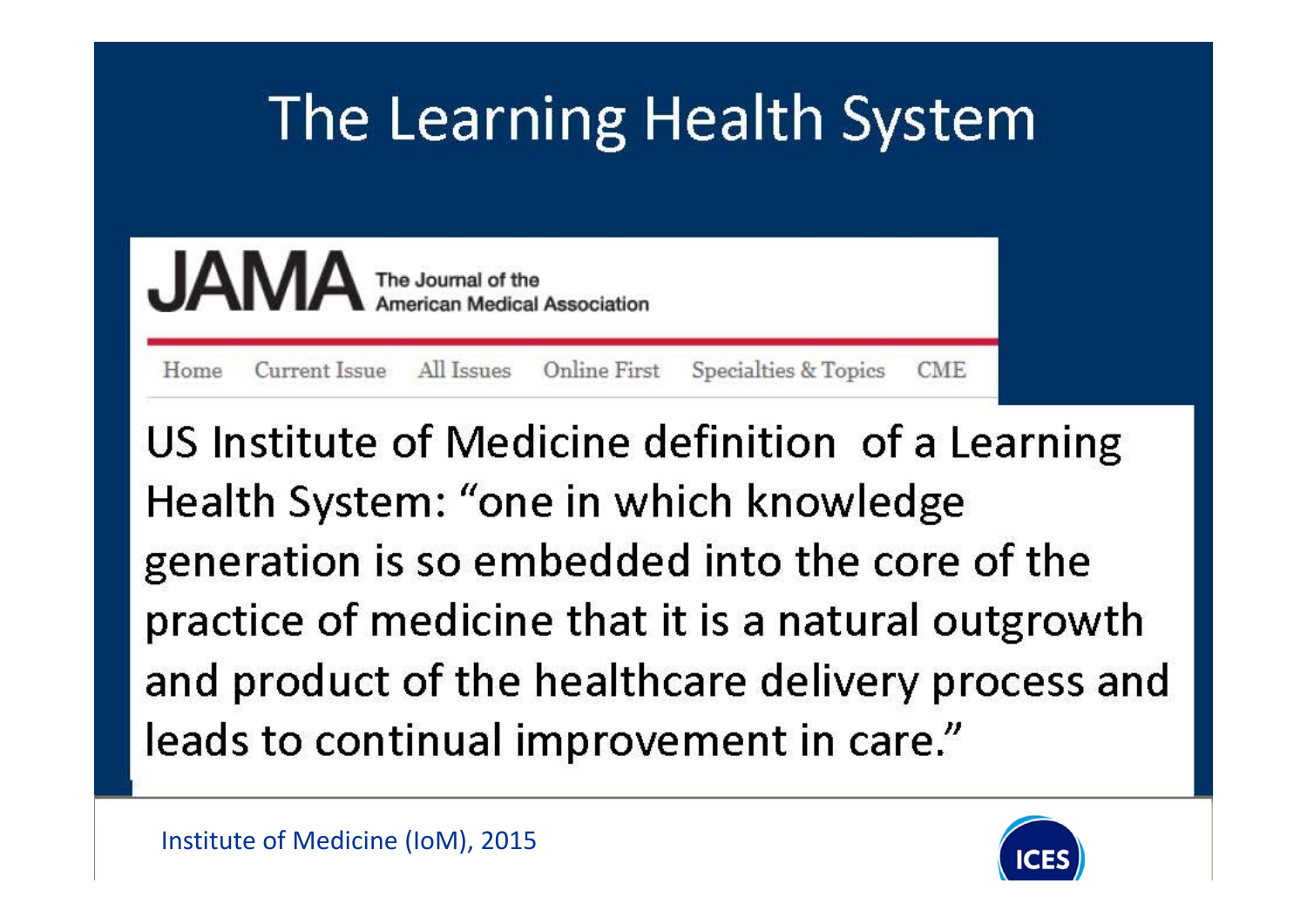# The Learning Health System

JAMA The Journal of the American Medical Association

Home Current Issue All Issues Online First Specialties & Topics CME

US Institute of Medicine definition of a Learning Health System: "one in which knowledge generation is so embedded into the core of the practice of medicine that it is a natural outgrowth and product of the healthcare delivery process and leads to continual improvement in care."

Institute of Medicine (IoM), 2015